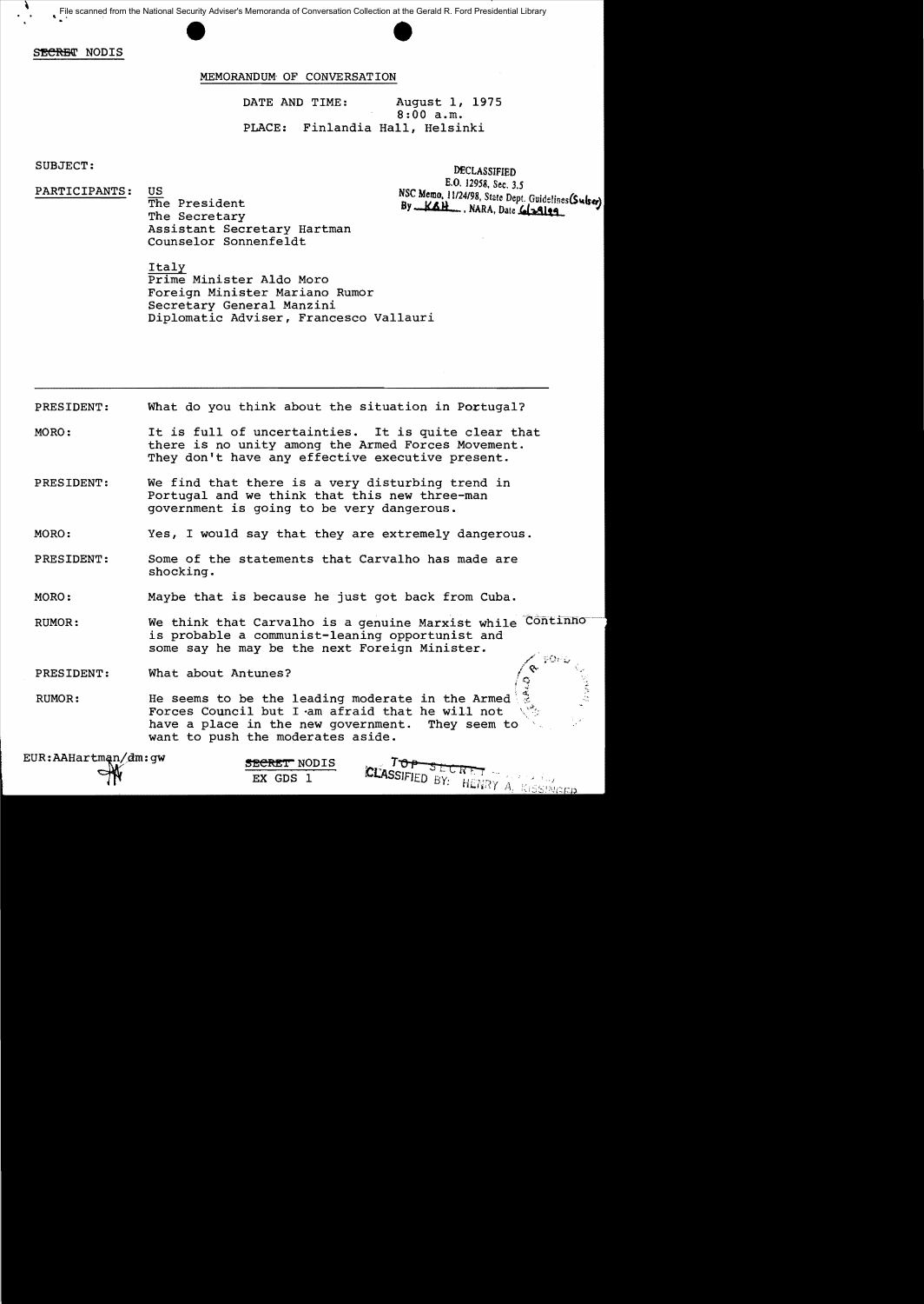File scanned from the National Security Adviser's Memoranda of Conversation Collection at the Gerald R. Ford Presidential Library

~~SECRET~~ NODIS

MEMORANDUM OF CONVERSATION

DATE AND TIME: August 1, 1975
8:00 a.m.

PLACE: Finlandia Hall, Helsinki

SUBJECT:

DECLASSIFIED
E.O. 12958, Sec. 3.5
NSC Memo, 11/24/98, State Dept. Guidelines (Subject)
By KAH, NARA, Date 6/29/99

PARTICIPANTS: US
The President
The Secretary
Assistant Secretary Hartman
Counselor Sonnenfeldt

Italy
Prime Minister Aldo Moro
Foreign Minister Mariano Rumor
Secretary General Manzini
Diplomatic Adviser, Francesco Vallauri

---

PRESIDENT: What do you think about the situation in Portugal?

MORO: It is full of uncertainties. It is quite clear that there is no unity among the Armed Forces Movement. They don't have any effective executive present.

PRESIDENT: We find that there is a very disturbing trend in Portugal and we think that this new three-man government is going to be very dangerous.

MORO: Yes, I would say that they are extremely dangerous.

PRESIDENT: Some of the statements that Carvalho has made are shocking.

MORO: Maybe that is because he just got back from Cuba.

RUMOR: We think that Carvalho is a genuine Marxist while Continho is probable a communist-leaning opportunist and some say he may be the next Foreign Minister.

PRESIDENT: What about Antunes?

RUMOR: He seems to be the leading moderate in the Armed Forces Council but I am afraid that he will not have a place in the new government. They seem to want to push the moderates aside.

EUR:AAHartman/dm:gw

~~SECRET~~ NODIS
EX GDS 1

~~TOP SECRET~~
CLASSIFIED BY: HENRY A. KISSINGER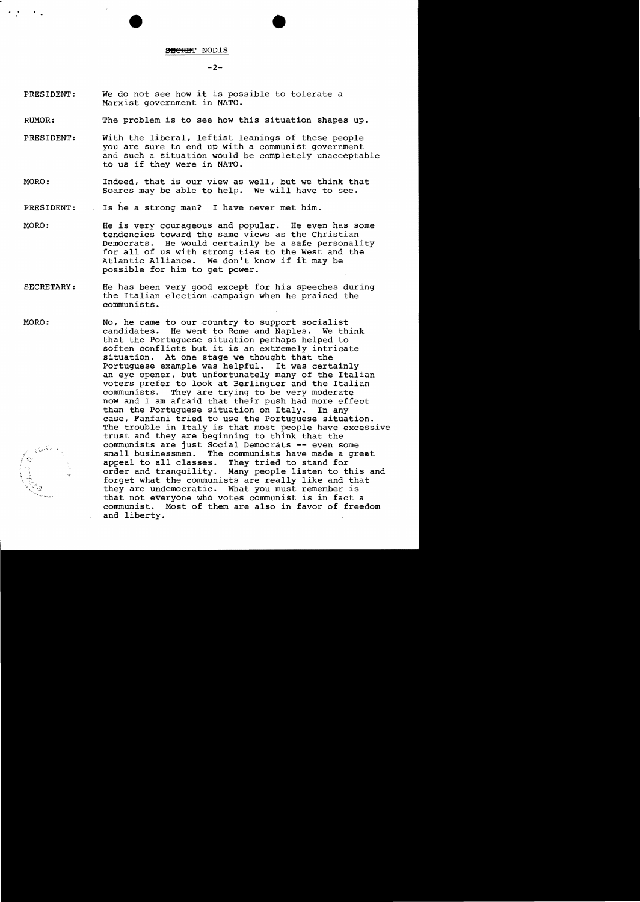SECRET NODIS

PRESIDENT: We do not see how it is possible to tolerate a Marxist government in NATO.

RUMOR: The problem is to see how this situation shapes up.

PRESIDENT: With the liberal, leftist leanings of these people you are sure to end up with a communist government and such a situation would be completely unacceptable to us if they were in NATO.

MORO: Indeed, that is our view as well, but we think that Soares may be able to help. We will have to see.

PRESIDENT: Is he a strong man? I have never met him.

MORO: He is very courageous and popular. He even has some tendencies toward the same views as the Christian Democrats. He would certainly be a safe personality for all of us with strong ties to the West and the Atlantic Alliance. We don't know if it may be possible for him to get power.

SECRETARY: He has been very good except for his speeches during the Italian election campaign when he praised the communists.

MORO: No, he came to our country to support socialist candidates. He went to Rome and Naples. We think that the Portuguese situation perhaps helped to soften conflicts but it is an extremely intricate situation. At one stage we thought that the Portuguese example was helpful. It was certainly an eye opener, but unfortunately many of the Italian voters prefer to look at Berlinguer and the Italian communists. They are trying to be very moderate now and I am afraid that their push had more effect than the Portuguese situation on Italy. In any case, Fanfani tried to use the Portuguese situation. The trouble in Italy is that most people have excessive trust and they are beginning to think that the communists are just Social Democrats -- even some small businessmen. The communists have made a great appeal to all classes. They tried to stand for order and tranquility. Many people listen to this and forget what the communists are really like and that they are undemocratic. What you must remember is that not everyone who votes communist is in fact a communist. Most of them are also in favor of freedom and liberty.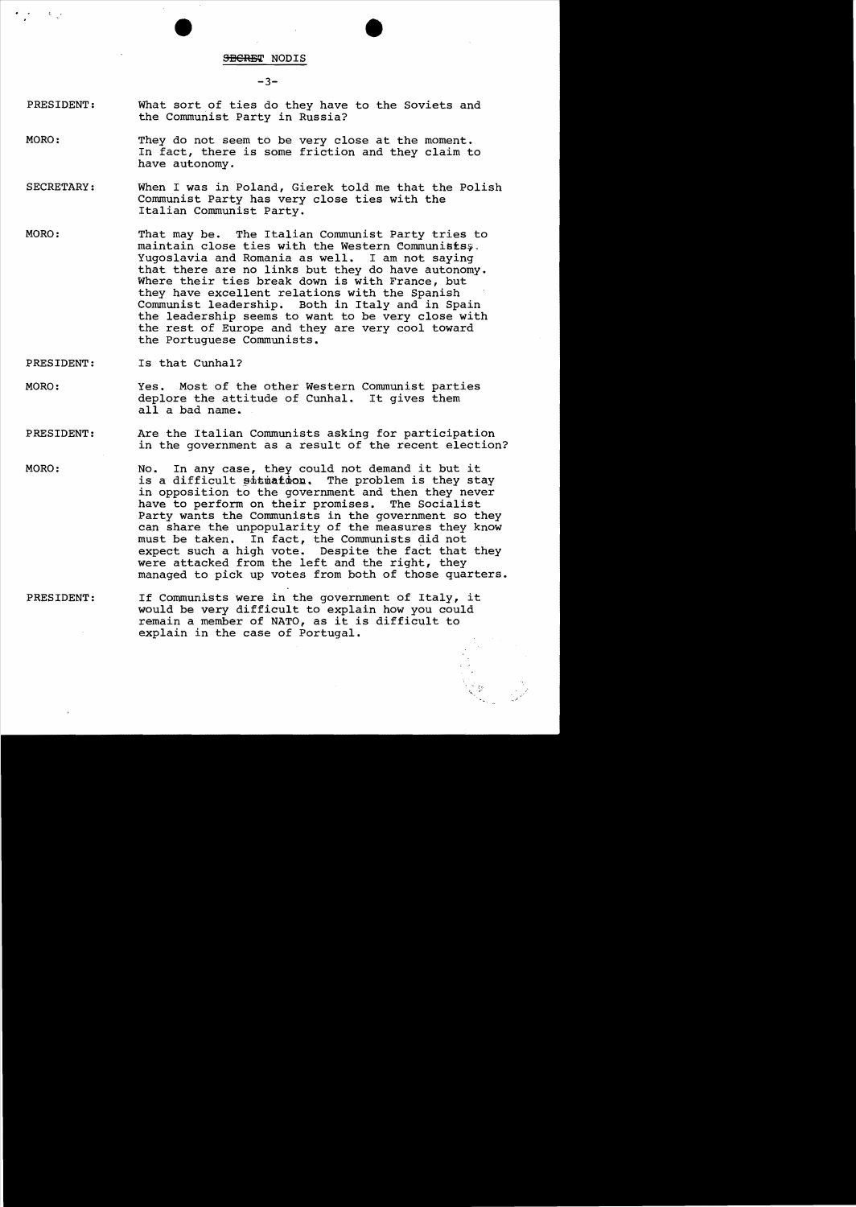SECRET NODIS

PRESIDENT: What sort of ties do they have to the Soviets and the Communist Party in Russia?

MORO: They do not seem to be very close at the moment. In fact, there is some friction and they claim to have autonomy.

SECRETARY: When I was in Poland, Gierek told me that the Polish Communist Party has very close ties with the Italian Communist Party.

MORO: That may be. The Italian Communist Party tries to maintain close ties with the Western Communists, Yugoslavia and Romania as well. I am not saying that there are no links but they do have autonomy. Where their ties break down is with France, but they have excellent relations with the Spanish Communist leadership. Both in Italy and in Spain the leadership seems to want to be very close with the rest of Europe and they are very cool toward the Portuguese Communists.

PRESIDENT: Is that Cunhal?

MORO: Yes. Most of the other Western Communist parties deplore the attitude of Cunhal. It gives them all a bad name.

PRESIDENT: Are the Italian Communists asking for participation in the government as a result of the recent election?

MORO: No. In any case, they could not demand it but it is a difficult situation. The problem is they stay in opposition to the government and then they never have to perform on their promises. The Socialist Party wants the Communists in the government so they can share the unpopularity of the measures they know must be taken. In fact, the Communists did not expect such a high vote. Despite the fact that they were attacked from the left and the right, they managed to pick up votes from both of those quarters.

PRESIDENT: If Communists were in the government of Italy, it would be very difficult to explain how you could remain a member of NATO, as it is difficult to explain in the case of Portugal.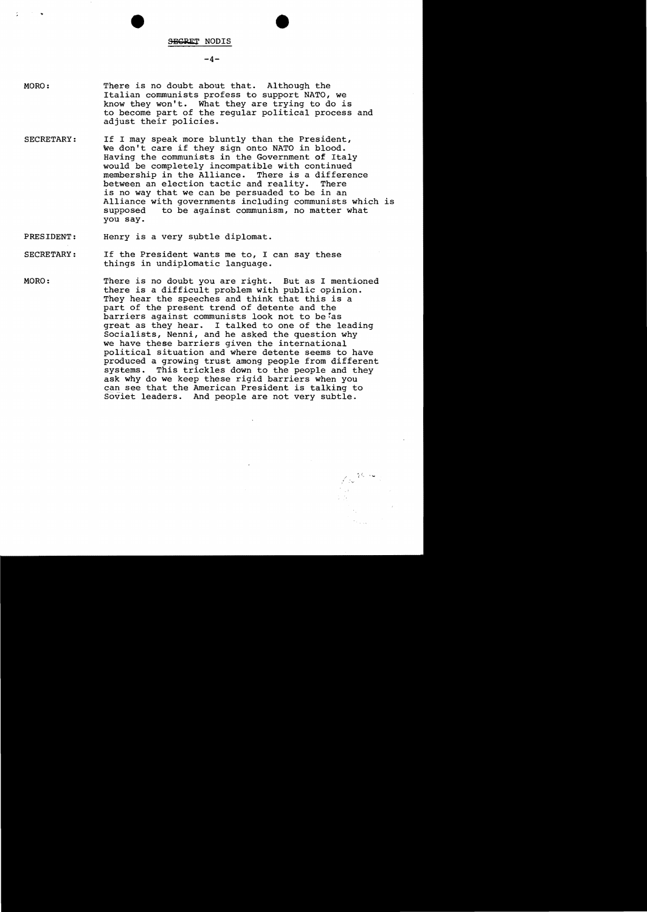SECRET NODIS

MORO: There is no doubt about that. Although the Italian communists profess to support NATO, we know they won't. What they are trying to do is to become part of the regular political process and adjust their policies.

SECRETARY: If I may speak more bluntly than the President, we don't care if they sign onto NATO in blood. Having the communists in the Government of Italy would be completely incompatible with continued membership in the Alliance. There is a difference between an election tactic and reality. There is no way that we can be persuaded to be in an Alliance with governments including communists which is supposed to be against communism, no matter what you say.

PRESIDENT: Henry is a very subtle diplomat.

SECRETARY: If the President wants me to, I can say these things in undiplomatic language.

MORO: There is no doubt you are right. But as I mentioned there is a difficult problem with public opinion. They hear the speeches and think that this is a part of the present trend of detente and the barriers against communists look not to be as great as they hear. I talked to one of the leading Socialists, Nenni, and he asked the question why we have these barriers given the international political situation and where detente seems to have produced a growing trust among people from different systems. This trickles down to the people and they ask why do we keep these rigid barriers when you can see that the American President is talking to Soviet leaders. And people are not very subtle.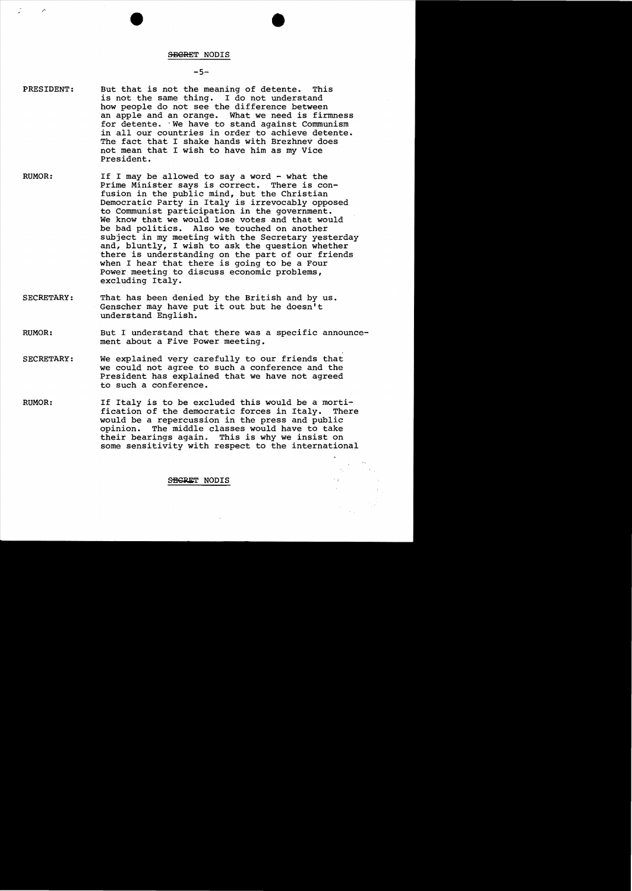SECRET NODIS

PRESIDENT: But that is not the meaning of detente. This is not the same thing. I do not understand how people do not see the difference between an apple and an orange. What we need is firmness for detente. We have to stand against Communism in all our countries in order to achieve detente. The fact that I shake hands with Brezhnev does not mean that I wish to have him as my Vice President.

RUMOR: If I may be allowed to say a word - what the Prime Minister says is correct. There is confusion in the public mind, but the Christian Democratic Party in Italy is irrevocably opposed to Communist participation in the government. We know that we would lose votes and that would be bad politics. Also we touched on another subject in my meeting with the Secretary yesterday and, bluntly, I wish to ask the question whether there is understanding on the part of our friends when I hear that there is going to be a Four Power meeting to discuss economic problems, excluding Italy.

SECRETARY: That has been denied by the British and by us. Genscher may have put it out but he doesn't understand English.

RUMOR: But I understand that there was a specific announcement about a Five Power meeting.

SECRETARY: We explained very carefully to our friends that we could not agree to such a conference and the President has explained that we have not agreed to such a conference.

RUMOR: If Italy is to be excluded this would be a mortification of the democratic forces in Italy. There would be a repercussion in the press and public opinion. The middle classes would have to take their bearings again. This is why we insist on some sensitivity with respect to the international

SECRET NODIS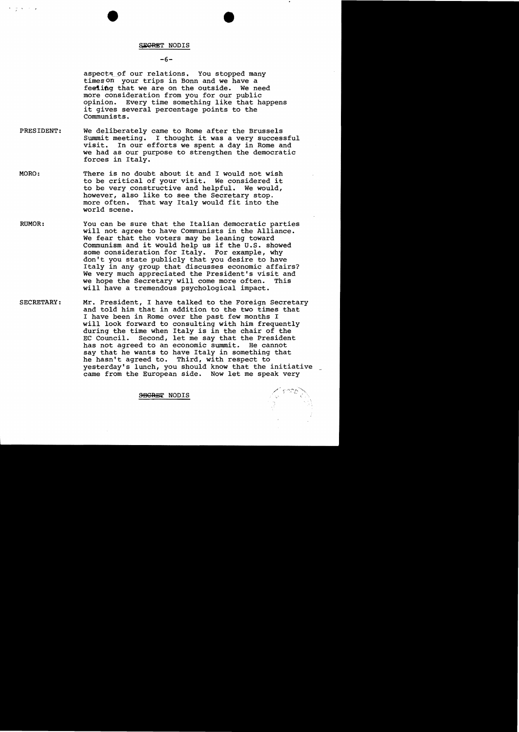SECRET NODIS

aspects of our relations. You stopped many times on your trips in Bonn and we have a feeling that we are on the outside. We need more consideration from you for our public opinion. Every time something like that happens it gives several percentage points to the Communists.

PRESIDENT: We deliberately came to Rome after the Brussels Summit meeting. I thought it was a very successful visit. In our efforts we spent a day in Rome and we had as our purpose to strengthen the democratic forces in Italy.

MORO: There is no doubt about it and I would not wish to be critical of your visit. We considered it to be very constructive and helpful. We would, however, also like to see the Secretary stop more often. That way Italy would fit into the world scene.

RUMOR: You can be sure that the Italian democratic parties will not agree to have Communists in the Alliance. We fear that the voters may be leaning toward Communism and it would help us if the U.S. showed some consideration for Italy. For example, why don't you state publicly that you desire to have Italy in any group that discusses economic affairs? We very much appreciated the President's visit and we hope the Secretary will come more often. This will have a tremendous psychological impact.

SECRETARY: Mr. President, I have talked to the Foreign Secretary and told him that in addition to the two times that I have been in Rome over the past few months I will look forward to consulting with him frequently during the time when Italy is in the chair of the EC Council. Second, let me say that the President has not agreed to an economic summit. He cannot say that he wants to have Italy in something that he hasn't agreed to. Third, with respect to yesterday's lunch, you should know that the initiative came from the European side. Now let me speak very

SECRET NODIS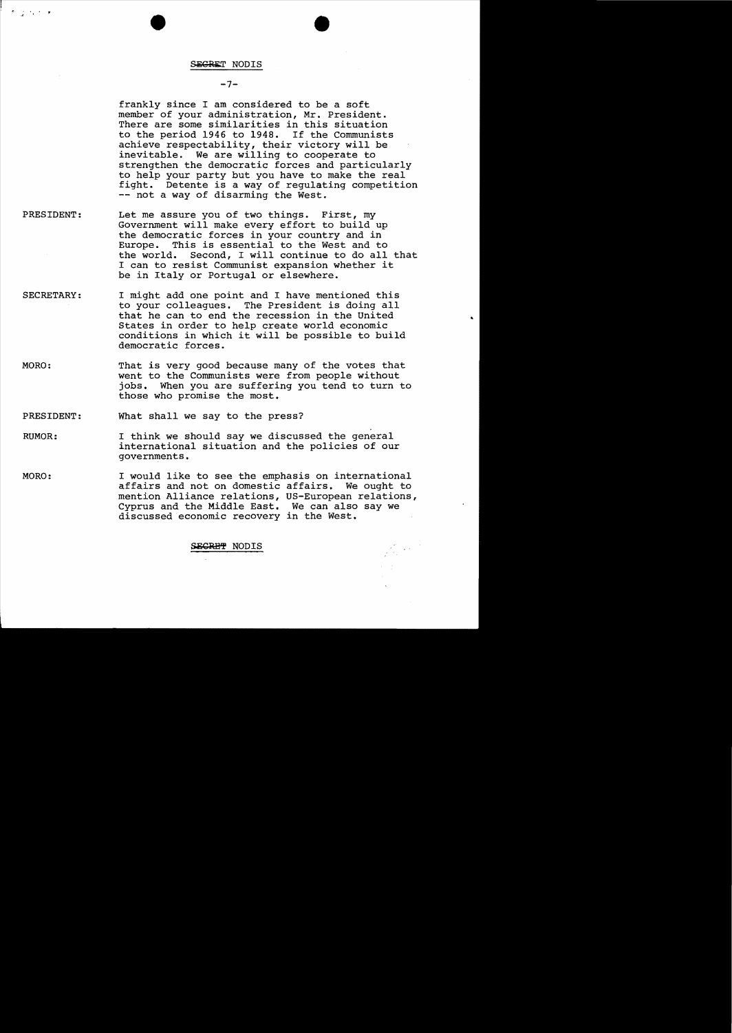SECRET NODIS

frankly since I am considered to be a soft member of your administration, Mr. President. There are some similarities in this situation to the period 1946 to 1948. If the Communists achieve respectability, their victory will be inevitable. We are willing to cooperate to strengthen the democratic forces and particularly to help your party but you have to make the real fight. Detente is a way of regulating competition -- not a way of disarming the West.

PRESIDENT: Let me assure you of two things. First, my Government will make every effort to build up the democratic forces in your country and in Europe. This is essential to the West and to the world. Second, I will continue to do all that I can to resist Communist expansion whether it be in Italy or Portugal or elsewhere.

SECRETARY: I might add one point and I have mentioned this to your colleagues. The President is doing all that he can to end the recession in the United States in order to help create world economic conditions in which it will be possible to build democratic forces.

MORO: That is very good because many of the votes that went to the Communists were from people without jobs. When you are suffering you tend to turn to those who promise the most.

PRESIDENT: What shall we say to the press?

RUMOR: I think we should say we discussed the general international situation and the policies of our governments.

MORO: I would like to see the emphasis on international affairs and not on domestic affairs. We ought to mention Alliance relations, US-European relations, Cyprus and the Middle East. We can also say we discussed economic recovery in the West.

SECRET NODIS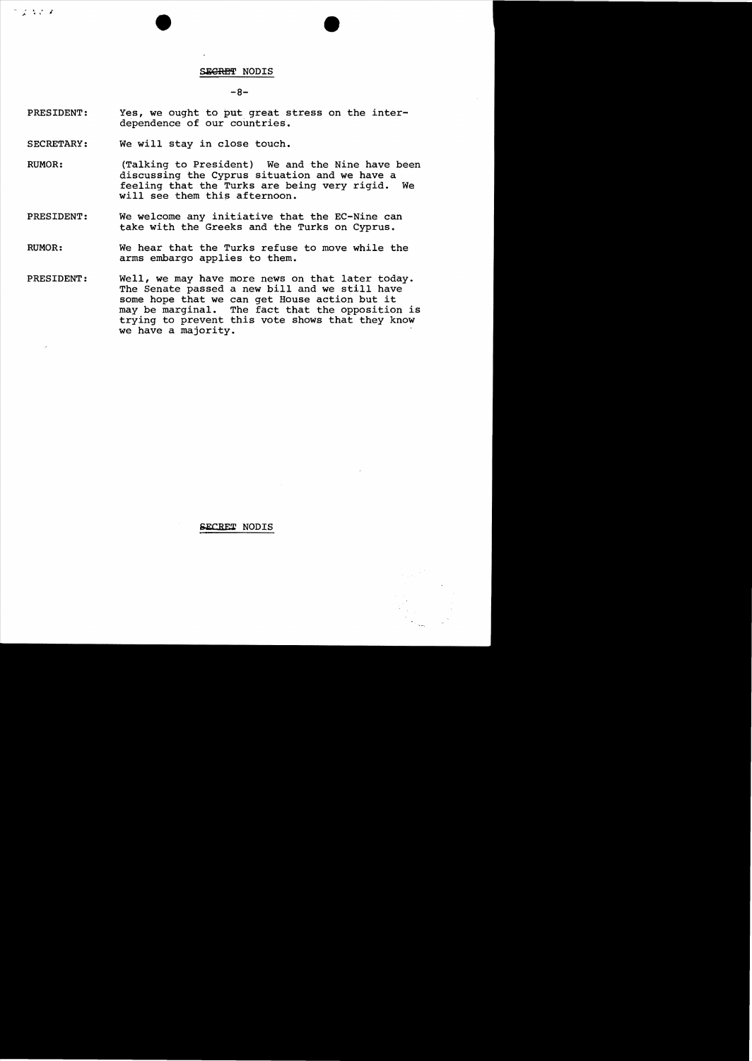SECRET NODIS

PRESIDENT: Yes, we ought to put great stress on the interdependence of our countries.

SECRETARY: We will stay in close touch.

RUMOR: (Talking to President) We and the Nine have been discussing the Cyprus situation and we have a feeling that the Turks are being very rigid. We will see them this afternoon.

PRESIDENT: We welcome any initiative that the EC-Nine can take with the Greeks and the Turks on Cyprus.

RUMOR: We hear that the Turks refuse to move while the arms embargo applies to them.

PRESIDENT: Well, we may have more news on that later today. The Senate passed a new bill and we still have some hope that we can get House action but it may be marginal. The fact that the opposition is trying to prevent this vote shows that they know we have a majority.

SECRET NODIS